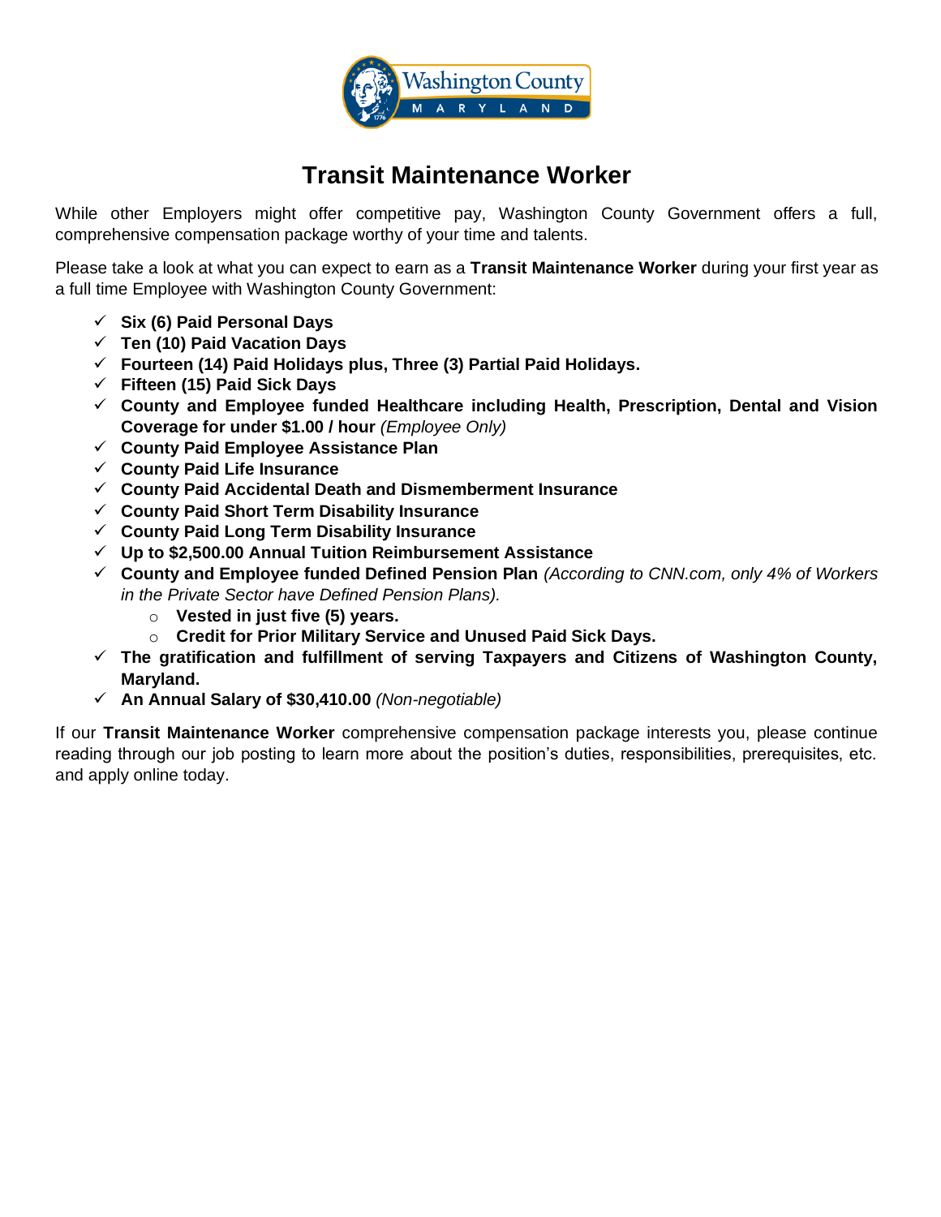# Transit Maintenance Worker

While other Employers might offer competitive pay, Washington County Government offers a full, comprehensive compensation package worthy of your time and talents.

Please take a look at what you can expect to earn as a **Transit Maintenance Worker** during your first year as a full time Employee with Washington County Government:

- ✓ **Six (6) Paid Personal Days**
- ✓ **Ten (10) Paid Vacation Days**
- ✓ **Fourteen (14) Paid Holidays plus, Three (3) Partial Paid Holidays.**
- ✓ **Fifteen (15) Paid Sick Days**
- ✓ **County and Employee funded Healthcare including Health, Prescription, Dental and Vision Coverage for under $1.00 / hour** *(Employee Only)*
- ✓ **County Paid Employee Assistance Plan**
- ✓ **County Paid Life Insurance**
- ✓ **County Paid Accidental Death and Dismemberment Insurance**
- ✓ **County Paid Short Term Disability Insurance**
- ✓ **County Paid Long Term Disability Insurance**
- ✓ **Up to $2,500.00 Annual Tuition Reimbursement Assistance**
- ✓ **County and Employee funded Defined Pension Plan** *(According to CNN.com, only 4% of Workers in the Private Sector have Defined Pension Plans).*
    - **Vested in just five (5) years.**
    - **Credit for Prior Military Service and Unused Paid Sick Days.**
- ✓ **The gratification and fulfillment of serving Taxpayers and Citizens of Washington County, Maryland.**
- ✓ **An Annual Salary of $30,410.00** *(Non-negotiable)*

If our **Transit Maintenance Worker** comprehensive compensation package interests you, please continue reading through our job posting to learn more about the position's duties, responsibilities, prerequisites, etc. and apply online today.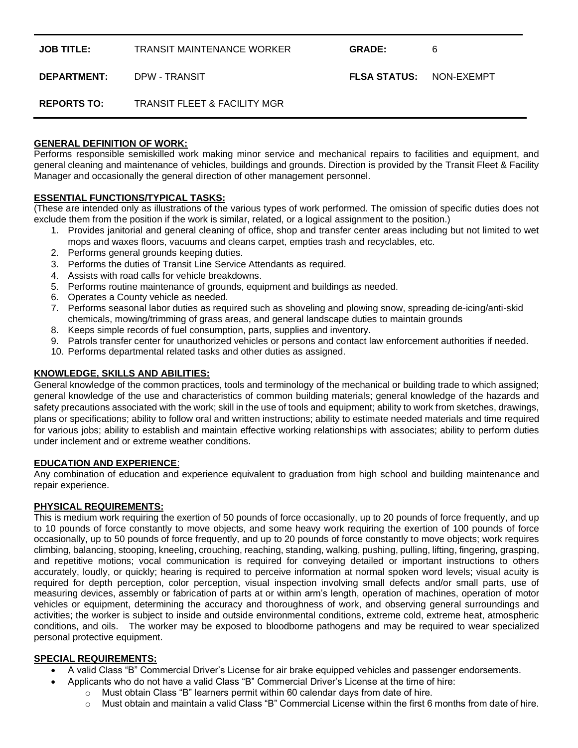| **JOB TITLE:** | TRANSIT MAINTENANCE WORKER | **GRADE:** | 6 |
|---|---|---|---|
| **DEPARTMENT:** | DPW - TRANSIT | **FLSA STATUS:** | NON-EXEMPT |
| **REPORTS TO:** | TRANSIT FLEET & FACILITY MGR | | |

**GENERAL DEFINITION OF WORK:**

Performs responsible semiskilled work making minor service and mechanical repairs to facilities and equipment, and general cleaning and maintenance of vehicles, buildings and grounds. Direction is provided by the Transit Fleet & Facility Manager and occasionally the general direction of other management personnel.

**ESSENTIAL FUNCTIONS/TYPICAL TASKS:**

(These are intended only as illustrations of the various types of work performed. The omission of specific duties does not exclude them from the position if the work is similar, related, or a logical assignment to the position.)

1. Provides janitorial and general cleaning of office, shop and transfer center areas including but not limited to wet mops and waxes floors, vacuums and cleans carpet, empties trash and recyclables, etc.
2. Performs general grounds keeping duties.
3. Performs the duties of Transit Line Service Attendants as required.
4. Assists with road calls for vehicle breakdowns.
5. Performs routine maintenance of grounds, equipment and buildings as needed.
6. Operates a County vehicle as needed.
7. Performs seasonal labor duties as required such as shoveling and plowing snow, spreading de-icing/anti-skid chemicals, mowing/trimming of grass areas, and general landscape duties to maintain grounds
8. Keeps simple records of fuel consumption, parts, supplies and inventory.
9. Patrols transfer center for unauthorized vehicles or persons and contact law enforcement authorities if needed.
10. Performs departmental related tasks and other duties as assigned.

**KNOWLEDGE, SKILLS AND ABILITIES:**

General knowledge of the common practices, tools and terminology of the mechanical or building trade to which assigned; general knowledge of the use and characteristics of common building materials; general knowledge of the hazards and safety precautions associated with the work; skill in the use of tools and equipment; ability to work from sketches, drawings, plans or specifications; ability to follow oral and written instructions; ability to estimate needed materials and time required for various jobs; ability to establish and maintain effective working relationships with associates; ability to perform duties under inclement and or extreme weather conditions.

**EDUCATION AND EXPERIENCE**:

Any combination of education and experience equivalent to graduation from high school and building maintenance and repair experience.

**PHYSICAL REQUIREMENTS:**

This is medium work requiring the exertion of 50 pounds of force occasionally, up to 20 pounds of force frequently, and up to 10 pounds of force constantly to move objects, and some heavy work requiring the exertion of 100 pounds of force occasionally, up to 50 pounds of force frequently, and up to 20 pounds of force constantly to move objects; work requires climbing, balancing, stooping, kneeling, crouching, reaching, standing, walking, pushing, pulling, lifting, fingering, grasping, and repetitive motions; vocal communication is required for conveying detailed or important instructions to others accurately, loudly, or quickly; hearing is required to perceive information at normal spoken word levels; visual acuity is required for depth perception, color perception, visual inspection involving small defects and/or small parts, use of measuring devices, assembly or fabrication of parts at or within arm's length, operation of machines, operation of motor vehicles or equipment, determining the accuracy and thoroughness of work, and observing general surroundings and activities; the worker is subject to inside and outside environmental conditions, extreme cold, extreme heat, atmospheric conditions, and oils. The worker may be exposed to bloodborne pathogens and may be required to wear specialized personal protective equipment.

**SPECIAL REQUIREMENTS:**

- A valid Class "B" Commercial Driver's License for air brake equipped vehicles and passenger endorsements.
- Applicants who do not have a valid Class "B" Commercial Driver's License at the time of hire:
  - Must obtain Class "B" learners permit within 60 calendar days from date of hire.
  - Must obtain and maintain a valid Class "B" Commercial License within the first 6 months from date of hire.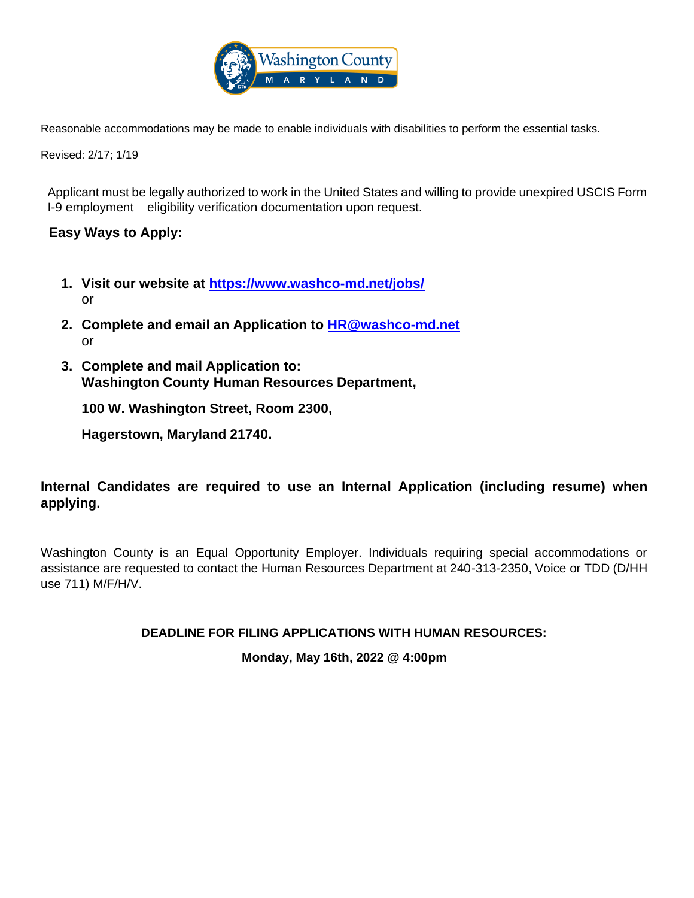Reasonable accommodations may be made to enable individuals with disabilities to perform the essential tasks.

Revised: 2/17; 1/19

Applicant must be legally authorized to work in the United States and willing to provide unexpired USCIS Form I-9 employment eligibility verification documentation upon request.

**Easy Ways to Apply:**

1. **Visit our website at [https://www.washco-md.net/jobs/](https://www.washco-md.net/jobs/)**
   or
2. **Complete and email an Application to [HR@washco-md.net](mailto:HR@washco-md.net)**
   or
3. **Complete and mail Application to:**
   **Washington County Human Resources Department,**

   **100 W. Washington Street, Room 2300,**

   **Hagerstown, Maryland 21740.**

**Internal Candidates are required to use an Internal Application (including resume) when applying.**

Washington County is an Equal Opportunity Employer. Individuals requiring special accommodations or assistance are requested to contact the Human Resources Department at 240-313-2350, Voice or TDD (D/HH use 711) M/F/H/V.

**DEADLINE FOR FILING APPLICATIONS WITH HUMAN RESOURCES:**

**Monday, May 16th, 2022 @ 4:00pm**